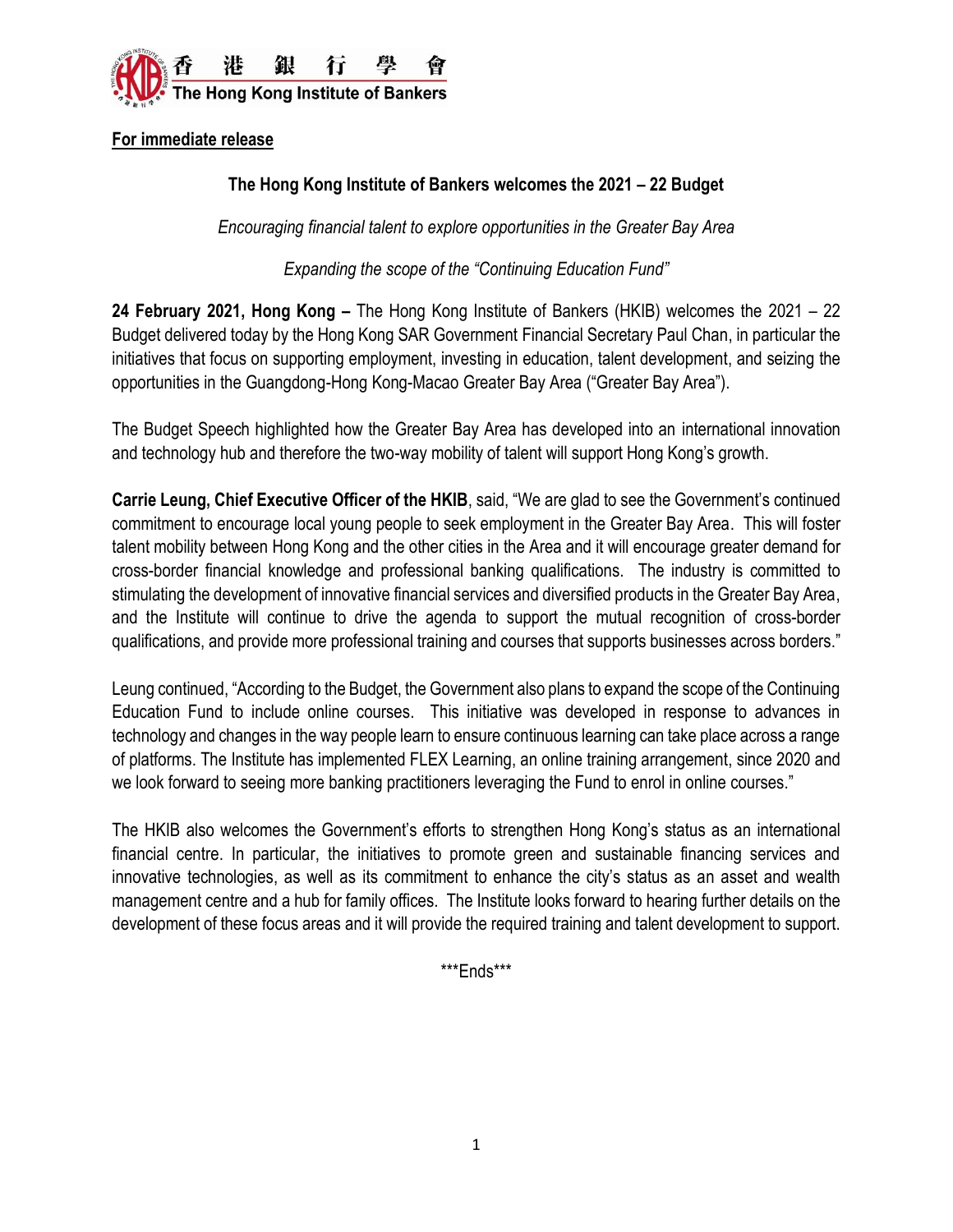香港銀行學會
The Hong Kong Institute of Bankers

**For immediate release**

## The Hong Kong Institute of Bankers welcomes the 2021 – 22 Budget

*Encouraging financial talent to explore opportunities in the Greater Bay Area*

*Expanding the scope of the "Continuing Education Fund"*

**24 February 2021, Hong Kong –** The Hong Kong Institute of Bankers (HKIB) welcomes the 2021 – 22 Budget delivered today by the Hong Kong SAR Government Financial Secretary Paul Chan, in particular the initiatives that focus on supporting employment, investing in education, talent development, and seizing the opportunities in the Guangdong-Hong Kong-Macao Greater Bay Area ("Greater Bay Area").

The Budget Speech highlighted how the Greater Bay Area has developed into an international innovation and technology hub and therefore the two-way mobility of talent will support Hong Kong's growth.

**Carrie Leung, Chief Executive Officer of the HKIB**, said, "We are glad to see the Government's continued commitment to encourage local young people to seek employment in the Greater Bay Area. This will foster talent mobility between Hong Kong and the other cities in the Area and it will encourage greater demand for cross-border financial knowledge and professional banking qualifications. The industry is committed to stimulating the development of innovative financial services and diversified products in the Greater Bay Area, and the Institute will continue to drive the agenda to support the mutual recognition of cross-border qualifications, and provide more professional training and courses that supports businesses across borders."

Leung continued, "According to the Budget, the Government also plans to expand the scope of the Continuing Education Fund to include online courses. This initiative was developed in response to advances in technology and changes in the way people learn to ensure continuous learning can take place across a range of platforms. The Institute has implemented FLEX Learning, an online training arrangement, since 2020 and we look forward to seeing more banking practitioners leveraging the Fund to enrol in online courses."

The HKIB also welcomes the Government's efforts to strengthen Hong Kong's status as an international financial centre. In particular, the initiatives to promote green and sustainable financing services and innovative technologies, as well as its commitment to enhance the city's status as an asset and wealth management centre and a hub for family offices. The Institute looks forward to hearing further details on the development of these focus areas and it will provide the required training and talent development to support.

***Ends***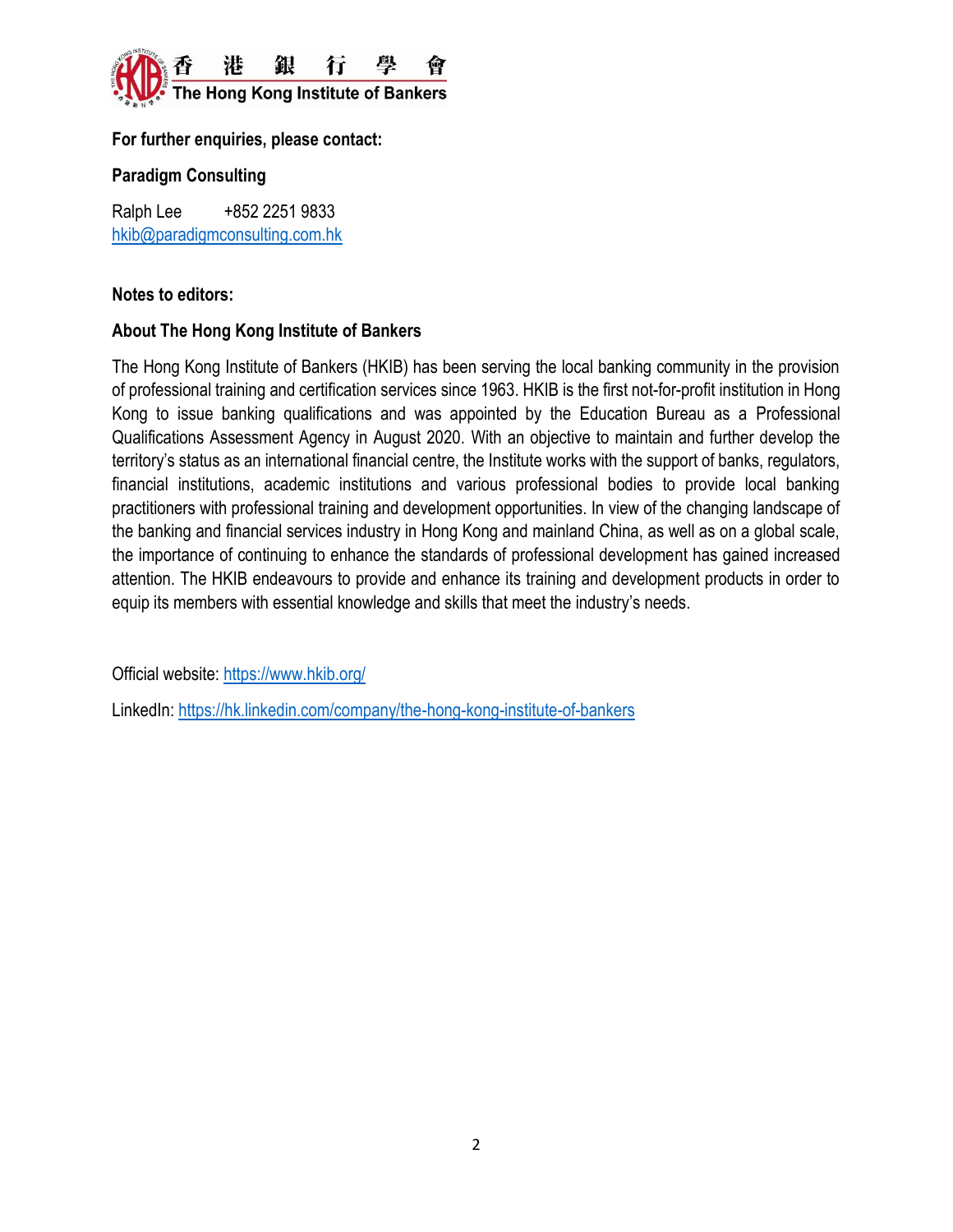**For further enquiries, please contact:**

**Paradigm Consulting**

Ralph Lee +852 2251 9833
hkib@paradigmconsulting.com.hk

**Notes to editors:**

**About The Hong Kong Institute of Bankers**

The Hong Kong Institute of Bankers (HKIB) has been serving the local banking community in the provision of professional training and certification services since 1963. HKIB is the first not-for-profit institution in Hong Kong to issue banking qualifications and was appointed by the Education Bureau as a Professional Qualifications Assessment Agency in August 2020. With an objective to maintain and further develop the territory's status as an international financial centre, the Institute works with the support of banks, regulators, financial institutions, academic institutions and various professional bodies to provide local banking practitioners with professional training and development opportunities. In view of the changing landscape of the banking and financial services industry in Hong Kong and mainland China, as well as on a global scale, the importance of continuing to enhance the standards of professional development has gained increased attention. The HKIB endeavours to provide and enhance its training and development products in order to equip its members with essential knowledge and skills that meet the industry's needs.

Official website: https://www.hkib.org/

LinkedIn: https://hk.linkedin.com/company/the-hong-kong-institute-of-bankers